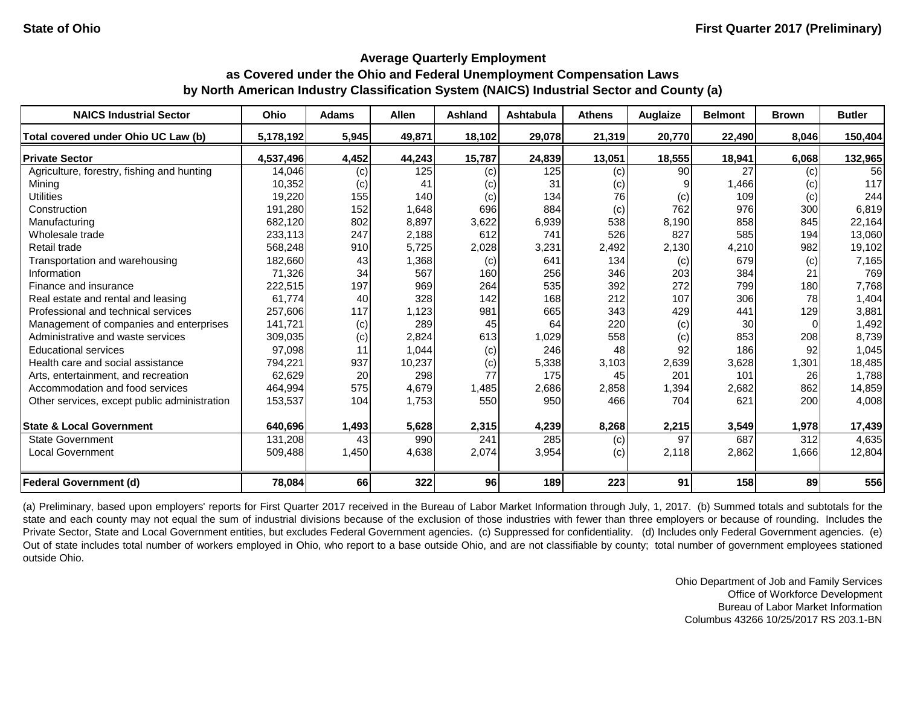State of Ohio

First Quarter 2017 (Preliminary)

## Average Quarterly Employment as Covered under the Ohio and Federal Unemployment Compensation Laws by North American Industry Classification System (NAICS) Industrial Sector and County (a)

| NAICS Industrial Sector | Ohio | Adams | Allen | Ashland | Ashtabula | Athens | Auglaize | Belmont | Brown | Butler |
|---|---|---|---|---|---|---|---|---|---|---|
| **Total covered under Ohio UC Law (b)** | **5,178,192** | **5,945** | **49,871** | **18,102** | **29,078** | **21,319** | **20,770** | **22,490** | **8,046** | **150,404** |
| **Private Sector** | **4,537,496** | **4,452** | **44,243** | **15,787** | **24,839** | **13,051** | **18,555** | **18,941** | **6,068** | **132,965** |
| Agriculture, forestry, fishing and hunting | 14,046 | (c) | 125 | (c) | 125 | (c) | 90 | 27 | (c) | 56 |
| Mining | 10,352 | (c) | 41 | (c) | 31 | (c) | 9 | 1,466 | (c) | 117 |
| Utilities | 19,220 | 155 | 140 | (c) | 134 | 76 | (c) | 109 | (c) | 244 |
| Construction | 191,280 | 152 | 1,648 | 696 | 884 | (c) | 762 | 976 | 300 | 6,819 |
| Manufacturing | 682,120 | 802 | 8,897 | 3,622 | 6,939 | 538 | 8,190 | 858 | 845 | 22,164 |
| Wholesale trade | 233,113 | 247 | 2,188 | 612 | 741 | 526 | 827 | 585 | 194 | 13,060 |
| Retail trade | 568,248 | 910 | 5,725 | 2,028 | 3,231 | 2,492 | 2,130 | 4,210 | 982 | 19,102 |
| Transportation and warehousing | 182,660 | 43 | 1,368 | (c) | 641 | 134 | (c) | 679 | (c) | 7,165 |
| Information | 71,326 | 34 | 567 | 160 | 256 | 346 | 203 | 384 | 21 | 769 |
| Finance and insurance | 222,515 | 197 | 969 | 264 | 535 | 392 | 272 | 799 | 180 | 7,768 |
| Real estate and rental and leasing | 61,774 | 40 | 328 | 142 | 168 | 212 | 107 | 306 | 78 | 1,404 |
| Professional and technical services | 257,606 | 117 | 1,123 | 981 | 665 | 343 | 429 | 441 | 129 | 3,881 |
| Management of companies and enterprises | 141,721 | (c) | 289 | 45 | 64 | 220 | (c) | 30 | 0 | 1,492 |
| Administrative and waste services | 309,035 | (c) | 2,824 | 613 | 1,029 | 558 | (c) | 853 | 208 | 8,739 |
| Educational services | 97,098 | 11 | 1,044 | (c) | 246 | 48 | 92 | 186 | 92 | 1,045 |
| Health care and social assistance | 794,221 | 937 | 10,237 | (c) | 5,338 | 3,103 | 2,639 | 3,628 | 1,301 | 18,485 |
| Arts, entertainment, and recreation | 62,629 | 20 | 298 | 77 | 175 | 45 | 201 | 101 | 26 | 1,788 |
| Accommodation and food services | 464,994 | 575 | 4,679 | 1,485 | 2,686 | 2,858 | 1,394 | 2,682 | 862 | 14,859 |
| Other services, except public administration | 153,537 | 104 | 1,753 | 550 | 950 | 466 | 704 | 621 | 200 | 4,008 |
| **State & Local Government** | **640,696** | **1,493** | **5,628** | **2,315** | **4,239** | **8,268** | **2,215** | **3,549** | **1,978** | **17,439** |
| State Government | 131,208 | 43 | 990 | 241 | 285 | (c) | 97 | 687 | 312 | 4,635 |
| Local Government | 509,488 | 1,450 | 4,638 | 2,074 | 3,954 | (c) | 2,118 | 2,862 | 1,666 | 12,804 |
| **Federal Government (d)** | **78,084** | **66** | **322** | **96** | **189** | **223** | **91** | **158** | **89** | **556** |

(a) Preliminary, based upon employers' reports for First Quarter 2017 received in the Bureau of Labor Market Information through July, 1, 2017. (b) Summed totals and subtotals for the state and each county may not equal the sum of industrial divisions because of the exclusion of those industries with fewer than three employers or because of rounding. Includes the Private Sector, State and Local Government entities, but excludes Federal Government agencies. (c) Suppressed for confidentiality. (d) Includes only Federal Government agencies. (e) Out of state includes total number of workers employed in Ohio, who report to a base outside Ohio, and are not classifiable by county; total number of government employees stationed outside Ohio.

Ohio Department of Job and Family Services
Office of Workforce Development
Bureau of Labor Market Information
Columbus 43266 10/25/2017 RS 203.1-BN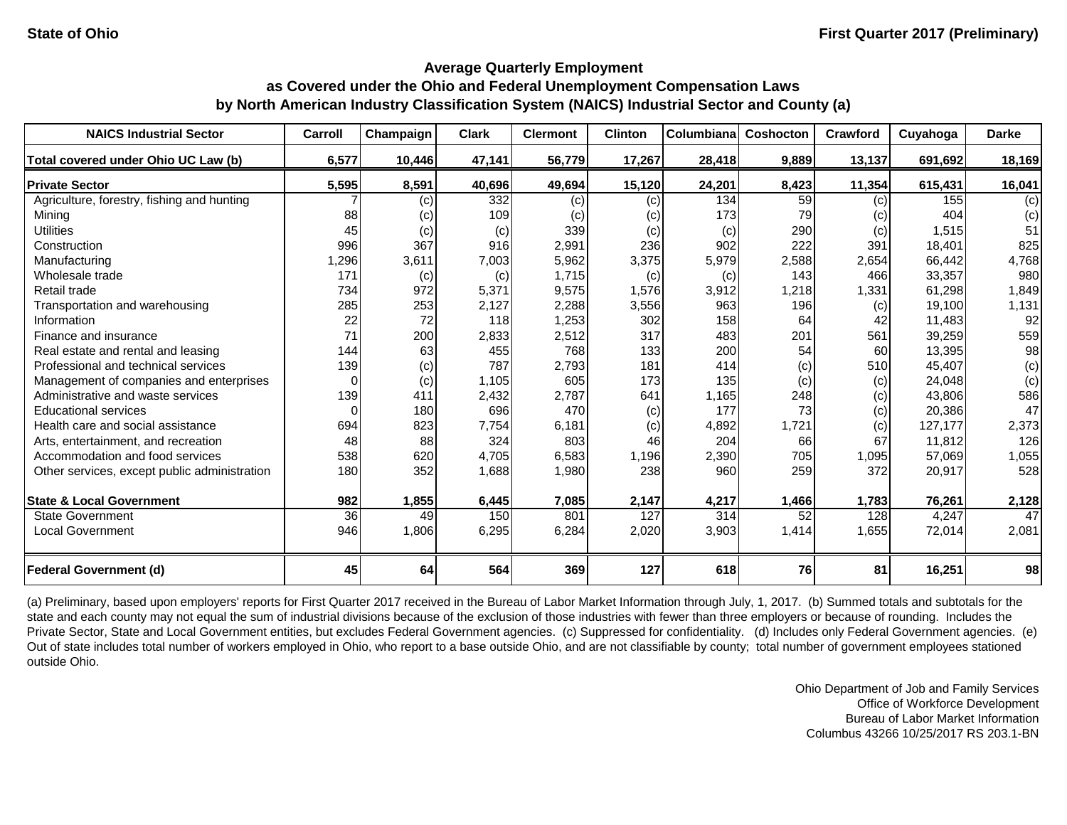State of Ohio

First Quarter 2017 (Preliminary)

## Average Quarterly Employment as Covered under the Ohio and Federal Unemployment Compensation Laws by North American Industry Classification System (NAICS) Industrial Sector and County (a)

| NAICS Industrial Sector | Carroll | Champaign | Clark | Clermont | Clinton | Columbiana | Coshocton | Crawford | Cuyahoga | Darke |
|---|---|---|---|---|---|---|---|---|---|---|
| **Total covered under Ohio UC Law (b)** | **6,577** | **10,446** | **47,141** | **56,779** | **17,267** | **28,418** | **9,889** | **13,137** | **691,692** | **18,169** |
| **Private Sector** | **5,595** | **8,591** | **40,696** | **49,694** | **15,120** | **24,201** | **8,423** | **11,354** | **615,431** | **16,041** |
| Agriculture, forestry, fishing and hunting | 7 | (c) | 332 | (c) | (c) | 134 | 59 | (c) | 155 | (c) |
| Mining | 88 | (c) | 109 | (c) | (c) | 173 | 79 | (c) | 404 | (c) |
| Utilities | 45 | (c) | (c) | 339 | (c) | (c) | 290 | (c) | 1,515 | 51 |
| Construction | 996 | 367 | 916 | 2,991 | 236 | 902 | 222 | 391 | 18,401 | 825 |
| Manufacturing | 1,296 | 3,611 | 7,003 | 5,962 | 3,375 | 5,979 | 2,588 | 2,654 | 66,442 | 4,768 |
| Wholesale trade | 171 | (c) | (c) | 1,715 | (c) | (c) | 143 | 466 | 33,357 | 980 |
| Retail trade | 734 | 972 | 5,371 | 9,575 | 1,576 | 3,912 | 1,218 | 1,331 | 61,298 | 1,849 |
| Transportation and warehousing | 285 | 253 | 2,127 | 2,288 | 3,556 | 963 | 196 | (c) | 19,100 | 1,131 |
| Information | 22 | 72 | 118 | 1,253 | 302 | 158 | 64 | 42 | 11,483 | 92 |
| Finance and insurance | 71 | 200 | 2,833 | 2,512 | 317 | 483 | 201 | 561 | 39,259 | 559 |
| Real estate and rental and leasing | 144 | 63 | 455 | 768 | 133 | 200 | 54 | 60 | 13,395 | 98 |
| Professional and technical services | 139 | (c) | 787 | 2,793 | 181 | 414 | (c) | 510 | 45,407 | (c) |
| Management of companies and enterprises | 0 | (c) | 1,105 | 605 | 173 | 135 | (c) | (c) | 24,048 | (c) |
| Administrative and waste services | 139 | 411 | 2,432 | 2,787 | 641 | 1,165 | 248 | (c) | 43,806 | 586 |
| Educational services | 0 | 180 | 696 | 470 | (c) | 177 | 73 | (c) | 20,386 | 47 |
| Health care and social assistance | 694 | 823 | 7,754 | 6,181 | (c) | 4,892 | 1,721 | (c) | 127,177 | 2,373 |
| Arts, entertainment, and recreation | 48 | 88 | 324 | 803 | 46 | 204 | 66 | 67 | 11,812 | 126 |
| Accommodation and food services | 538 | 620 | 4,705 | 6,583 | 1,196 | 2,390 | 705 | 1,095 | 57,069 | 1,055 |
| Other services, except public administration | 180 | 352 | 1,688 | 1,980 | 238 | 960 | 259 | 372 | 20,917 | 528 |
| **State & Local Government** | **982** | **1,855** | **6,445** | **7,085** | **2,147** | **4,217** | **1,466** | **1,783** | **76,261** | **2,128** |
| State Government | 36 | 49 | 150 | 801 | 127 | 314 | 52 | 128 | 4,247 | 47 |
| Local Government | 946 | 1,806 | 6,295 | 6,284 | 2,020 | 3,903 | 1,414 | 1,655 | 72,014 | 2,081 |
| **Federal Government (d)** | **45** | **64** | **564** | **369** | **127** | **618** | **76** | **81** | **16,251** | **98** |

(a) Preliminary, based upon employers' reports for First Quarter 2017 received in the Bureau of Labor Market Information through July, 1, 2017. (b) Summed totals and subtotals for the state and each county may not equal the sum of industrial divisions because of the exclusion of those industries with fewer than three employers or because of rounding. Includes the Private Sector, State and Local Government entities, but excludes Federal Government agencies. (c) Suppressed for confidentiality. (d) Includes only Federal Government agencies. (e) Out of state includes total number of workers employed in Ohio, who report to a base outside Ohio, and are not classifiable by county; total number of government employees stationed outside Ohio.

Ohio Department of Job and Family Services
Office of Workforce Development
Bureau of Labor Market Information
Columbus 43266 10/25/2017 RS 203.1-BN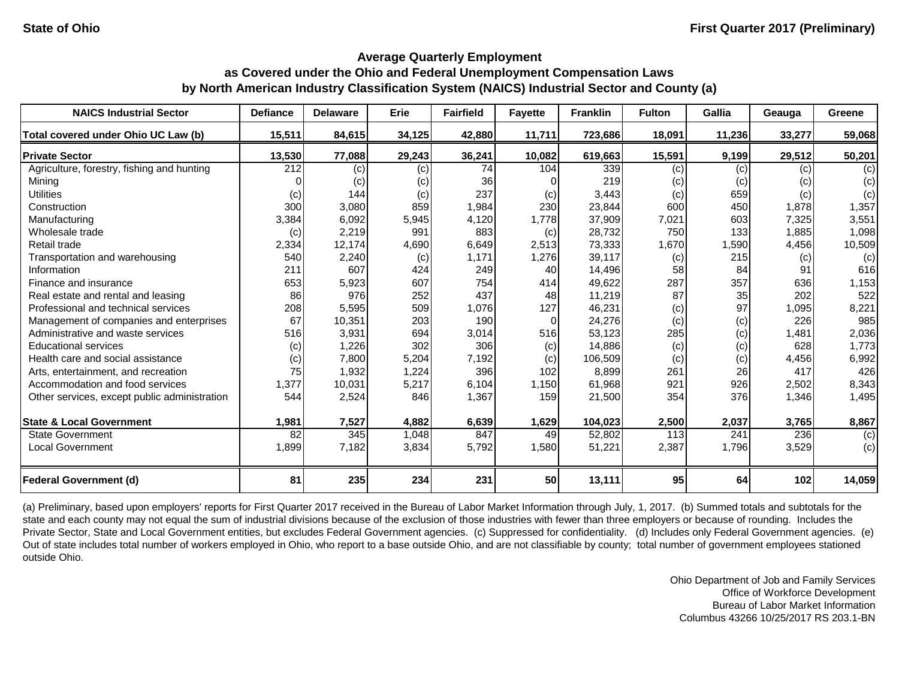**State of Ohio** | **First Quarter 2017 (Preliminary)**

## Average Quarterly Employment
## as Covered under the Ohio and Federal Unemployment Compensation Laws
## by North American Industry Classification System (NAICS) Industrial Sector and County (a)

| NAICS Industrial Sector | Defiance | Delaware | Erie | Fairfield | Fayette | Franklin | Fulton | Gallia | Geauga | Greene |
|---|---|---|---|---|---|---|---|---|---|---|
| **Total covered under Ohio UC Law (b)** | **15,511** | **84,615** | **34,125** | **42,880** | **11,711** | **723,686** | **18,091** | **11,236** | **33,277** | **59,068** |
| **Private Sector** | **13,530** | **77,088** | **29,243** | **36,241** | **10,082** | **619,663** | **15,591** | **9,199** | **29,512** | **50,201** |
| Agriculture, forestry, fishing and hunting | 212 | (c) | (c) | 74 | 104 | 339 | (c) | (c) | (c) | (c) |
| Mining | 0 | (c) | (c) | 36 | 0 | 219 | (c) | (c) | (c) | (c) |
| Utilities | (c) | 144 | (c) | 237 | (c) | 3,443 | (c) | 659 | (c) | (c) |
| Construction | 300 | 3,080 | 859 | 1,984 | 230 | 23,844 | 600 | 450 | 1,878 | 1,357 |
| Manufacturing | 3,384 | 6,092 | 5,945 | 4,120 | 1,778 | 37,909 | 7,021 | 603 | 7,325 | 3,551 |
| Wholesale trade | (c) | 2,219 | 991 | 883 | (c) | 28,732 | 750 | 133 | 1,885 | 1,098 |
| Retail trade | 2,334 | 12,174 | 4,690 | 6,649 | 2,513 | 73,333 | 1,670 | 1,590 | 4,456 | 10,509 |
| Transportation and warehousing | 540 | 2,240 | (c) | 1,171 | 1,276 | 39,117 | (c) | 215 | (c) | (c) |
| Information | 211 | 607 | 424 | 249 | 40 | 14,496 | 58 | 84 | 91 | 616 |
| Finance and insurance | 653 | 5,923 | 607 | 754 | 414 | 49,622 | 287 | 357 | 636 | 1,153 |
| Real estate and rental and leasing | 86 | 976 | 252 | 437 | 48 | 11,219 | 87 | 35 | 202 | 522 |
| Professional and technical services | 208 | 5,595 | 509 | 1,076 | 127 | 46,231 | (c) | 97 | 1,095 | 8,221 |
| Management of companies and enterprises | 67 | 10,351 | 203 | 190 | 0 | 24,276 | (c) | (c) | 226 | 985 |
| Administrative and waste services | 516 | 3,931 | 694 | 3,014 | 516 | 53,123 | 285 | (c) | 1,481 | 2,036 |
| Educational services | (c) | 1,226 | 302 | 306 | (c) | 14,886 | (c) | (c) | 628 | 1,773 |
| Health care and social assistance | (c) | 7,800 | 5,204 | 7,192 | (c) | 106,509 | (c) | (c) | 4,456 | 6,992 |
| Arts, entertainment, and recreation | 75 | 1,932 | 1,224 | 396 | 102 | 8,899 | 261 | 26 | 417 | 426 |
| Accommodation and food services | 1,377 | 10,031 | 5,217 | 6,104 | 1,150 | 61,968 | 921 | 926 | 2,502 | 8,343 |
| Other services, except public administration | 544 | 2,524 | 846 | 1,367 | 159 | 21,500 | 354 | 376 | 1,346 | 1,495 |
| **State & Local Government** | **1,981** | **7,527** | **4,882** | **6,639** | **1,629** | **104,023** | **2,500** | **2,037** | **3,765** | **8,867** |
| State Government | 82 | 345 | 1,048 | 847 | 49 | 52,802 | 113 | 241 | 236 | (c) |
| Local Government | 1,899 | 7,182 | 3,834 | 5,792 | 1,580 | 51,221 | 2,387 | 1,796 | 3,529 | (c) |
| **Federal Government (d)** | **81** | **235** | **234** | **231** | **50** | **13,111** | **95** | **64** | **102** | **14,059** |

(a) Preliminary, based upon employers' reports for First Quarter 2017 received in the Bureau of Labor Market Information through July, 1, 2017. (b) Summed totals and subtotals for the state and each county may not equal the sum of industrial divisions because of the exclusion of those industries with fewer than three employers or because of rounding. Includes the Private Sector, State and Local Government entities, but excludes Federal Government agencies. (c) Suppressed for confidentiality. (d) Includes only Federal Government agencies. (e) Out of state includes total number of workers employed in Ohio, who report to a base outside Ohio, and are not classifiable by county; total number of government employees stationed outside Ohio.

Ohio Department of Job and Family Services
Office of Workforce Development
Bureau of Labor Market Information
Columbus 43266 10/25/2017 RS 203.1-BN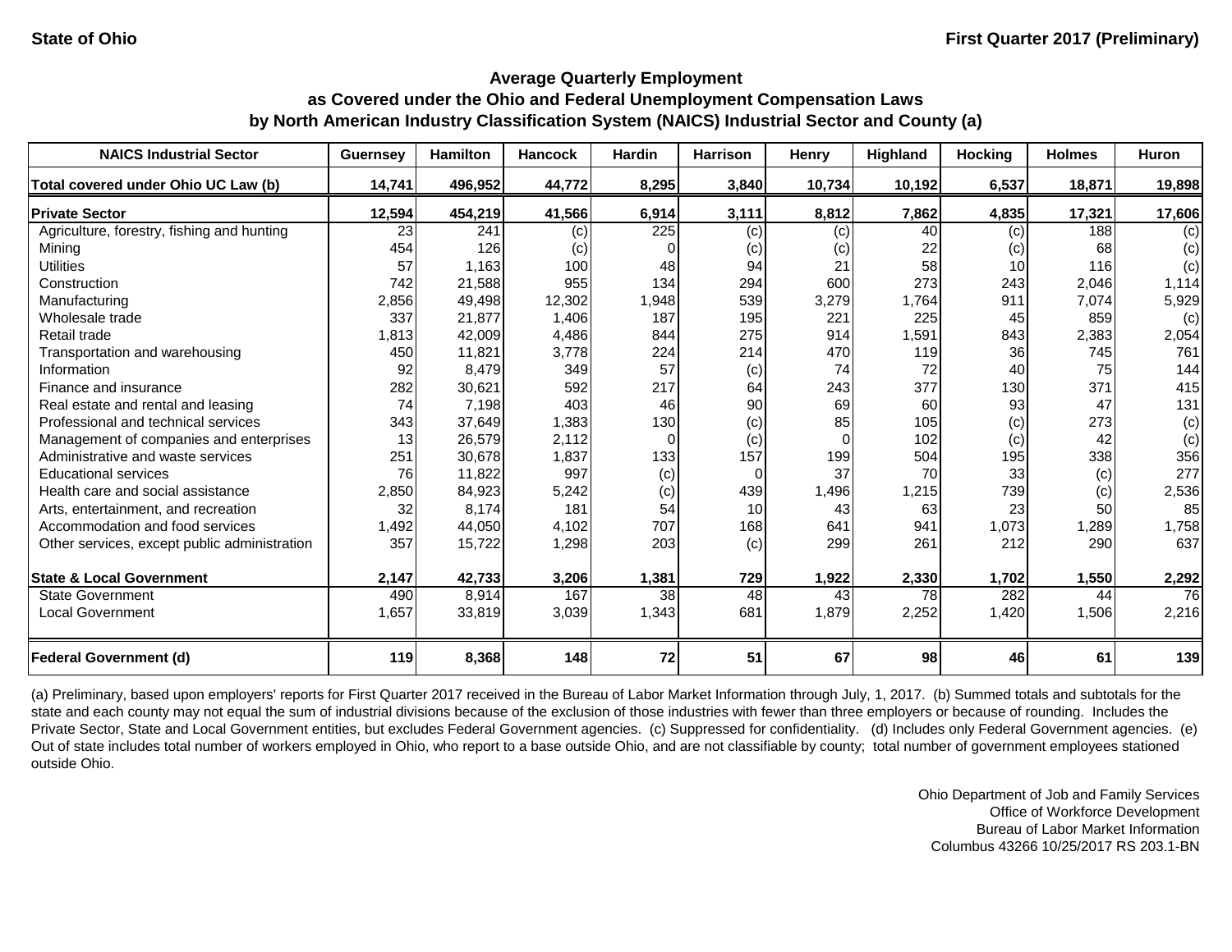State of Ohio

First Quarter 2017 (Preliminary)

## Average Quarterly Employment as Covered under the Ohio and Federal Unemployment Compensation Laws by North American Industry Classification System (NAICS) Industrial Sector and County (a)

| NAICS Industrial Sector | Guernsey | Hamilton | Hancock | Hardin | Harrison | Henry | Highland | Hocking | Holmes | Huron |
|---|---|---|---|---|---|---|---|---|---|---|
| **Total covered under Ohio UC Law (b)** | **14,741** | **496,952** | **44,772** | **8,295** | **3,840** | **10,734** | **10,192** | **6,537** | **18,871** | **19,898** |
| **Private Sector** | **12,594** | **454,219** | **41,566** | **6,914** | **3,111** | **8,812** | **7,862** | **4,835** | **17,321** | **17,606** |
| Agriculture, forestry, fishing and hunting | 23 | 241 | (c) | 225 | (c) | (c) | 40 | (c) | 188 | (c) |
| Mining | 454 | 126 | (c) | 0 | (c) | (c) | 22 | (c) | 68 | (c) |
| Utilities | 57 | 1,163 | 100 | 48 | 94 | 21 | 58 | 10 | 116 | (c) |
| Construction | 742 | 21,588 | 955 | 134 | 294 | 600 | 273 | 243 | 2,046 | 1,114 |
| Manufacturing | 2,856 | 49,498 | 12,302 | 1,948 | 539 | 3,279 | 1,764 | 911 | 7,074 | 5,929 |
| Wholesale trade | 337 | 21,877 | 1,406 | 187 | 195 | 221 | 225 | 45 | 859 | (c) |
| Retail trade | 1,813 | 42,009 | 4,486 | 844 | 275 | 914 | 1,591 | 843 | 2,383 | 2,054 |
| Transportation and warehousing | 450 | 11,821 | 3,778 | 224 | 214 | 470 | 119 | 36 | 745 | 761 |
| Information | 92 | 8,479 | 349 | 57 | (c) | 74 | 72 | 40 | 75 | 144 |
| Finance and insurance | 282 | 30,621 | 592 | 217 | 64 | 243 | 377 | 130 | 371 | 415 |
| Real estate and rental and leasing | 74 | 7,198 | 403 | 46 | 90 | 69 | 60 | 93 | 47 | 131 |
| Professional and technical services | 343 | 37,649 | 1,383 | 130 | (c) | 85 | 105 | (c) | 273 | (c) |
| Management of companies and enterprises | 13 | 26,579 | 2,112 | 0 | (c) | 0 | 102 | (c) | 42 | (c) |
| Administrative and waste services | 251 | 30,678 | 1,837 | 133 | 157 | 199 | 504 | 195 | 338 | 356 |
| Educational services | 76 | 11,822 | 997 | (c) | 0 | 37 | 70 | 33 | (c) | 277 |
| Health care and social assistance | 2,850 | 84,923 | 5,242 | (c) | 439 | 1,496 | 1,215 | 739 | (c) | 2,536 |
| Arts, entertainment, and recreation | 32 | 8,174 | 181 | 54 | 10 | 43 | 63 | 23 | 50 | 85 |
| Accommodation and food services | 1,492 | 44,050 | 4,102 | 707 | 168 | 641 | 941 | 1,073 | 1,289 | 1,758 |
| Other services, except public administration | 357 | 15,722 | 1,298 | 203 | (c) | 299 | 261 | 212 | 290 | 637 |
| **State & Local Government** | **2,147** | **42,733** | **3,206** | **1,381** | **729** | **1,922** | **2,330** | **1,702** | **1,550** | **2,292** |
| State Government | 490 | 8,914 | 167 | 38 | 48 | 43 | 78 | 282 | 44 | 76 |
| Local Government | 1,657 | 33,819 | 3,039 | 1,343 | 681 | 1,879 | 2,252 | 1,420 | 1,506 | 2,216 |
| **Federal Government (d)** | **119** | **8,368** | **148** | **72** | **51** | **67** | **98** | **46** | **61** | **139** |

(a) Preliminary, based upon employers' reports for First Quarter 2017 received in the Bureau of Labor Market Information through July, 1, 2017. (b) Summed totals and subtotals for the state and each county may not equal the sum of industrial divisions because of the exclusion of those industries with fewer than three employers or because of rounding. Includes the Private Sector, State and Local Government entities, but excludes Federal Government agencies. (c) Suppressed for confidentiality. (d) Includes only Federal Government agencies. (e) Out of state includes total number of workers employed in Ohio, who report to a base outside Ohio, and are not classifiable by county; total number of government employees stationed outside Ohio.

Ohio Department of Job and Family Services
Office of Workforce Development
Bureau of Labor Market Information
Columbus 43266 10/25/2017 RS 203.1-BN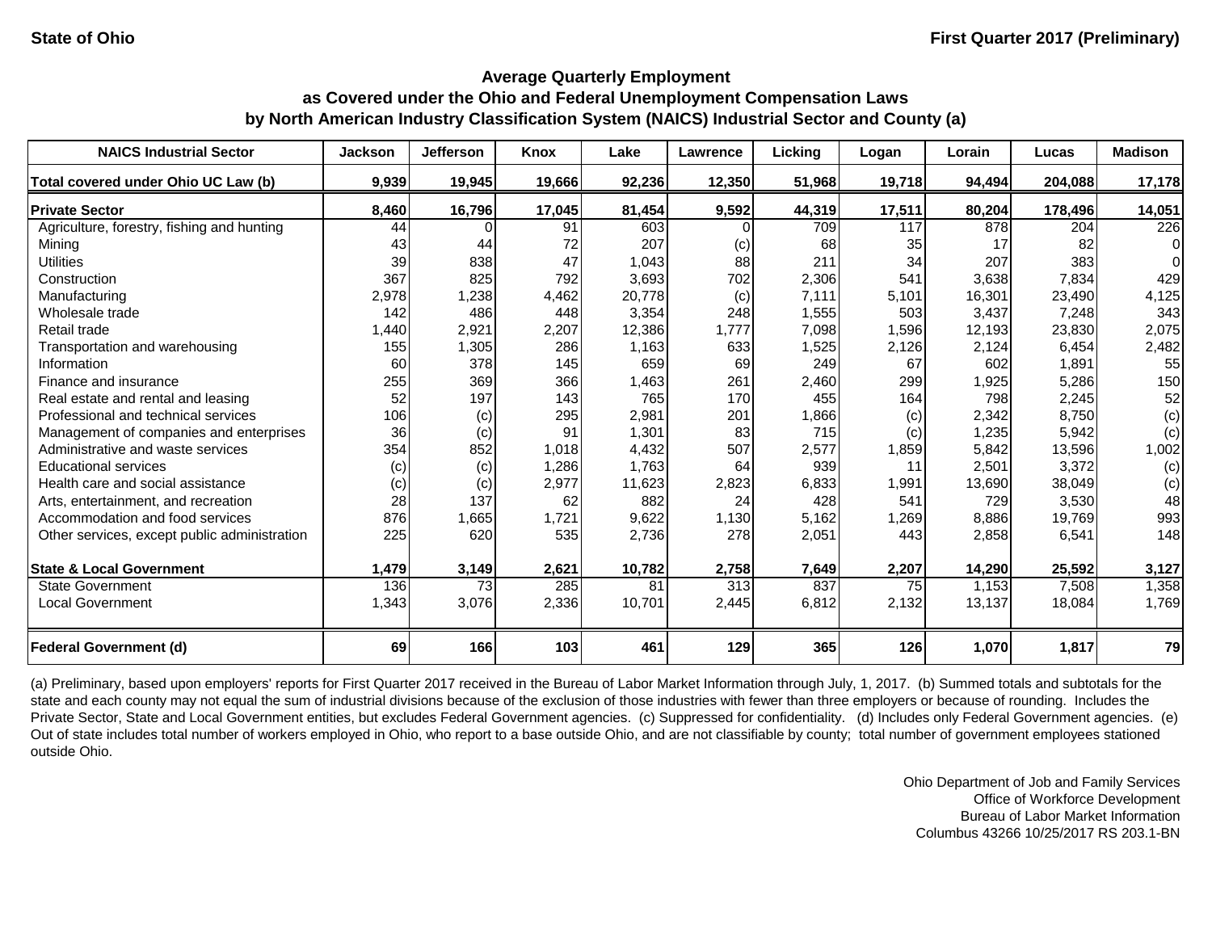State of Ohio | First Quarter 2017 (Preliminary)

## Average Quarterly Employment as Covered under the Ohio and Federal Unemployment Compensation Laws by North American Industry Classification System (NAICS) Industrial Sector and County (a)

| NAICS Industrial Sector | Jackson | Jefferson | Knox | Lake | Lawrence | Licking | Logan | Lorain | Lucas | Madison |
|---|---|---|---|---|---|---|---|---|---|---|
| **Total covered under Ohio UC Law (b)** | **9,939** | **19,945** | **19,666** | **92,236** | **12,350** | **51,968** | **19,718** | **94,494** | **204,088** | **17,178** |
| **Private Sector** | **8,460** | **16,796** | **17,045** | **81,454** | **9,592** | **44,319** | **17,511** | **80,204** | **178,496** | **14,051** |
| Agriculture, forestry, fishing and hunting | 44 | 0 | 91 | 603 | 0 | 709 | 117 | 878 | 204 | 226 |
| Mining | 43 | 44 | 72 | 207 | (c) | 68 | 35 | 17 | 82 | 0 |
| Utilities | 39 | 838 | 47 | 1,043 | 88 | 211 | 34 | 207 | 383 | 0 |
| Construction | 367 | 825 | 792 | 3,693 | 702 | 2,306 | 541 | 3,638 | 7,834 | 429 |
| Manufacturing | 2,978 | 1,238 | 4,462 | 20,778 | (c) | 7,111 | 5,101 | 16,301 | 23,490 | 4,125 |
| Wholesale trade | 142 | 486 | 448 | 3,354 | 248 | 1,555 | 503 | 3,437 | 7,248 | 343 |
| Retail trade | 1,440 | 2,921 | 2,207 | 12,386 | 1,777 | 7,098 | 1,596 | 12,193 | 23,830 | 2,075 |
| Transportation and warehousing | 155 | 1,305 | 286 | 1,163 | 633 | 1,525 | 2,126 | 2,124 | 6,454 | 2,482 |
| Information | 60 | 378 | 145 | 659 | 69 | 249 | 67 | 602 | 1,891 | 55 |
| Finance and insurance | 255 | 369 | 366 | 1,463 | 261 | 2,460 | 299 | 1,925 | 5,286 | 150 |
| Real estate and rental and leasing | 52 | 197 | 143 | 765 | 170 | 455 | 164 | 798 | 2,245 | 52 |
| Professional and technical services | 106 | (c) | 295 | 2,981 | 201 | 1,866 | (c) | 2,342 | 8,750 | (c) |
| Management of companies and enterprises | 36 | (c) | 91 | 1,301 | 83 | 715 | (c) | 1,235 | 5,942 | (c) |
| Administrative and waste services | 354 | 852 | 1,018 | 4,432 | 507 | 2,577 | 1,859 | 5,842 | 13,596 | 1,002 |
| Educational services | (c) | (c) | 1,286 | 1,763 | 64 | 939 | 11 | 2,501 | 3,372 | (c) |
| Health care and social assistance | (c) | (c) | 2,977 | 11,623 | 2,823 | 6,833 | 1,991 | 13,690 | 38,049 | (c) |
| Arts, entertainment, and recreation | 28 | 137 | 62 | 882 | 24 | 428 | 541 | 729 | 3,530 | 48 |
| Accommodation and food services | 876 | 1,665 | 1,721 | 9,622 | 1,130 | 5,162 | 1,269 | 8,886 | 19,769 | 993 |
| Other services, except public administration | 225 | 620 | 535 | 2,736 | 278 | 2,051 | 443 | 2,858 | 6,541 | 148 |
| **State & Local Government** | **1,479** | **3,149** | **2,621** | **10,782** | **2,758** | **7,649** | **2,207** | **14,290** | **25,592** | **3,127** |
| State Government | 136 | 73 | 285 | 81 | 313 | 837 | 75 | 1,153 | 7,508 | 1,358 |
| Local Government | 1,343 | 3,076 | 2,336 | 10,701 | 2,445 | 6,812 | 2,132 | 13,137 | 18,084 | 1,769 |
| **Federal Government (d)** | **69** | **166** | **103** | **461** | **129** | **365** | **126** | **1,070** | **1,817** | **79** |

(a) Preliminary, based upon employers' reports for First Quarter 2017 received in the Bureau of Labor Market Information through July, 1, 2017. (b) Summed totals and subtotals for the state and each county may not equal the sum of industrial divisions because of the exclusion of those industries with fewer than three employers or because of rounding. Includes the Private Sector, State and Local Government entities, but excludes Federal Government agencies. (c) Suppressed for confidentiality. (d) Includes only Federal Government agencies. (e) Out of state includes total number of workers employed in Ohio, who report to a base outside Ohio, and are not classifiable by county; total number of government employees stationed outside Ohio.

Ohio Department of Job and Family Services
Office of Workforce Development
Bureau of Labor Market Information
Columbus 43266 10/25/2017 RS 203.1-BN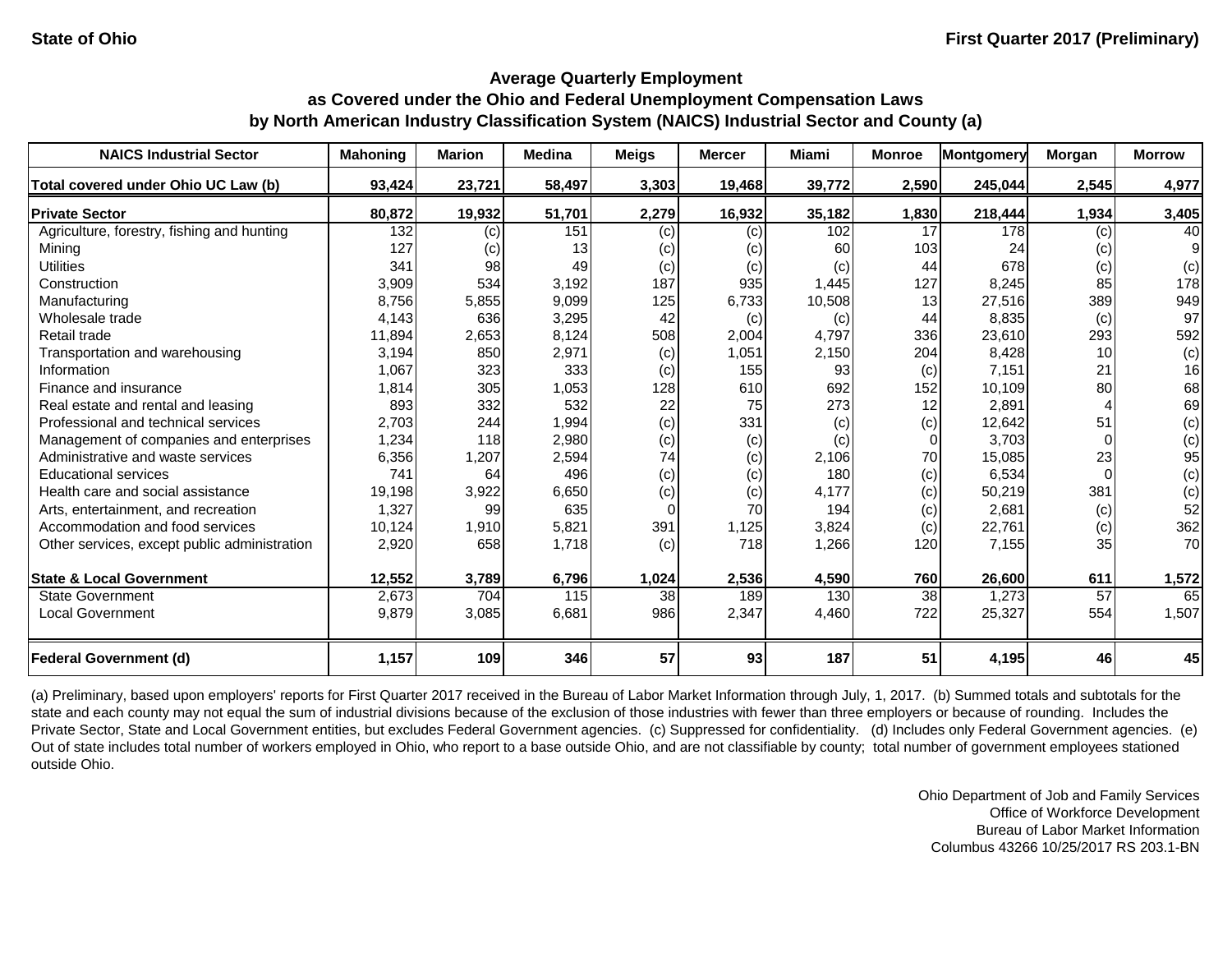State of Ohio

First Quarter 2017 (Preliminary)

## Average Quarterly Employment as Covered under the Ohio and Federal Unemployment Compensation Laws by North American Industry Classification System (NAICS) Industrial Sector and County (a)

| NAICS Industrial Sector | Mahoning | Marion | Medina | Meigs | Mercer | Miami | Monroe | Montgomery | Morgan | Morrow |
|---|---|---|---|---|---|---|---|---|---|---|
| **Total covered under Ohio UC Law (b)** | **93,424** | **23,721** | **58,497** | **3,303** | **19,468** | **39,772** | **2,590** | **245,044** | **2,545** | **4,977** |
| **Private Sector** | **80,872** | **19,932** | **51,701** | **2,279** | **16,932** | **35,182** | **1,830** | **218,444** | **1,934** | **3,405** |
| Agriculture, forestry, fishing and hunting | 132 | (c) | 151 | (c) | (c) | 102 | 17 | 178 | (c) | 40 |
| Mining | 127 | (c) | 13 | (c) | (c) | 60 | 103 | 24 | (c) | 9 |
| Utilities | 341 | 98 | 49 | (c) | (c) | (c) | 44 | 678 | (c) | (c) |
| Construction | 3,909 | 534 | 3,192 | 187 | 935 | 1,445 | 127 | 8,245 | 85 | 178 |
| Manufacturing | 8,756 | 5,855 | 9,099 | 125 | 6,733 | 10,508 | 13 | 27,516 | 389 | 949 |
| Wholesale trade | 4,143 | 636 | 3,295 | 42 | (c) | (c) | 44 | 8,835 | (c) | 97 |
| Retail trade | 11,894 | 2,653 | 8,124 | 508 | 2,004 | 4,797 | 336 | 23,610 | 293 | 592 |
| Transportation and warehousing | 3,194 | 850 | 2,971 | (c) | 1,051 | 2,150 | 204 | 8,428 | 10 | (c) |
| Information | 1,067 | 323 | 333 | (c) | 155 | 93 | (c) | 7,151 | 21 | 16 |
| Finance and insurance | 1,814 | 305 | 1,053 | 128 | 610 | 692 | 152 | 10,109 | 80 | 68 |
| Real estate and rental and leasing | 893 | 332 | 532 | 22 | 75 | 273 | 12 | 2,891 | 4 | 69 |
| Professional and technical services | 2,703 | 244 | 1,994 | (c) | 331 | (c) | (c) | 12,642 | 51 | (c) |
| Management of companies and enterprises | 1,234 | 118 | 2,980 | (c) | (c) | (c) | 0 | 3,703 | 0 | (c) |
| Administrative and waste services | 6,356 | 1,207 | 2,594 | 74 | (c) | 2,106 | 70 | 15,085 | 23 | 95 |
| Educational services | 741 | 64 | 496 | (c) | (c) | 180 | (c) | 6,534 | 0 | (c) |
| Health care and social assistance | 19,198 | 3,922 | 6,650 | (c) | (c) | 4,177 | (c) | 50,219 | 381 | (c) |
| Arts, entertainment, and recreation | 1,327 | 99 | 635 | 0 | 70 | 194 | (c) | 2,681 | (c) | 52 |
| Accommodation and food services | 10,124 | 1,910 | 5,821 | 391 | 1,125 | 3,824 | (c) | 22,761 | (c) | 362 |
| Other services, except public administration | 2,920 | 658 | 1,718 | (c) | 718 | 1,266 | 120 | 7,155 | 35 | 70 |
| **State & Local Government** | **12,552** | **3,789** | **6,796** | **1,024** | **2,536** | **4,590** | **760** | **26,600** | **611** | **1,572** |
| State Government | 2,673 | 704 | 115 | 38 | 189 | 130 | 38 | 1,273 | 57 | 65 |
| Local Government | 9,879 | 3,085 | 6,681 | 986 | 2,347 | 4,460 | 722 | 25,327 | 554 | 1,507 |
| **Federal Government (d)** | **1,157** | **109** | **346** | **57** | **93** | **187** | **51** | **4,195** | **46** | **45** |

(a) Preliminary, based upon employers' reports for First Quarter 2017 received in the Bureau of Labor Market Information through July, 1, 2017. (b) Summed totals and subtotals for the state and each county may not equal the sum of industrial divisions because of the exclusion of those industries with fewer than three employers or because of rounding. Includes the Private Sector, State and Local Government entities, but excludes Federal Government agencies. (c) Suppressed for confidentiality. (d) Includes only Federal Government agencies. (e) Out of state includes total number of workers employed in Ohio, who report to a base outside Ohio, and are not classifiable by county; total number of government employees stationed outside Ohio.

Ohio Department of Job and Family Services
Office of Workforce Development
Bureau of Labor Market Information
Columbus 43266 10/25/2017 RS 203.1-BN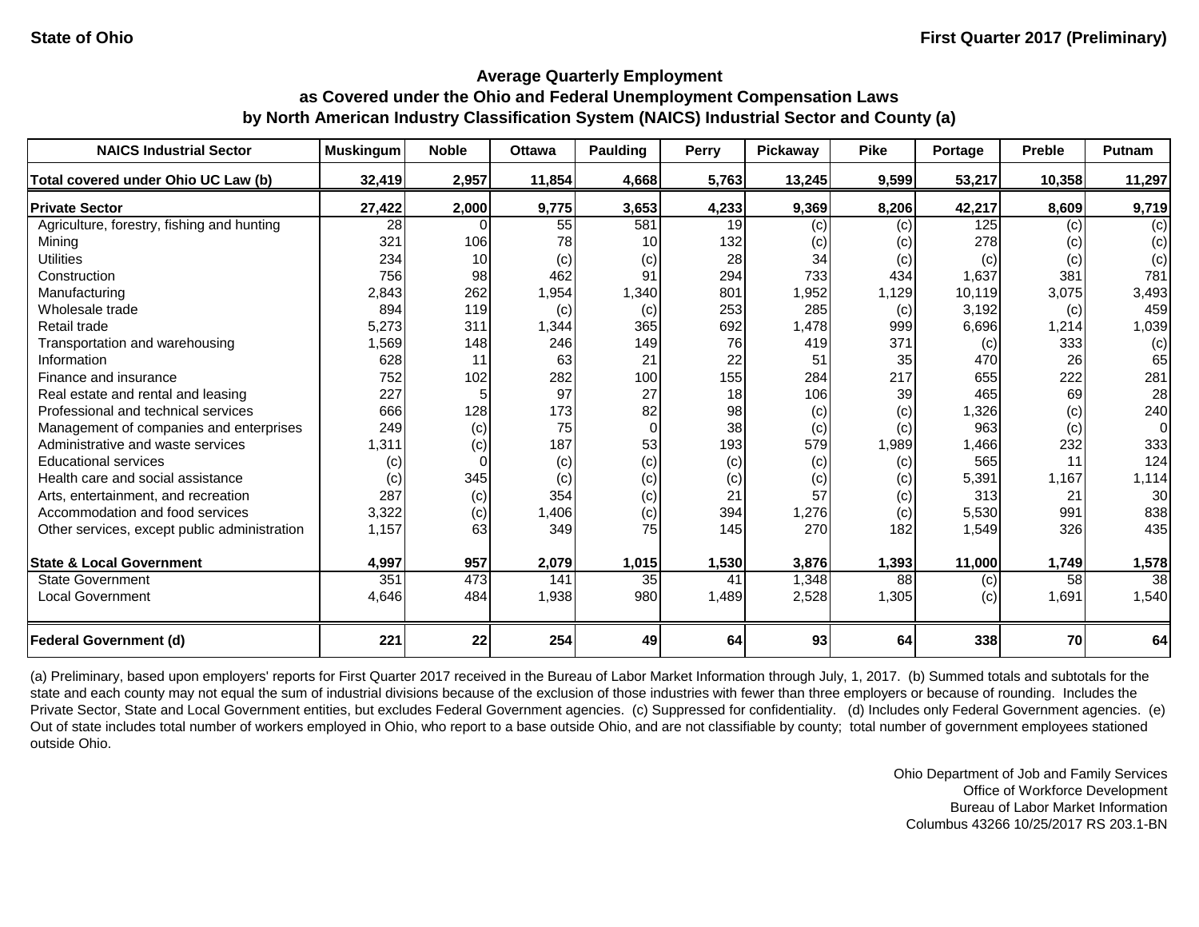State of Ohio

First Quarter 2017 (Preliminary)

## Average Quarterly Employment as Covered under the Ohio and Federal Unemployment Compensation Laws by North American Industry Classification System (NAICS) Industrial Sector and County (a)

| NAICS Industrial Sector | Muskingum | Noble | Ottawa | Paulding | Perry | Pickaway | Pike | Portage | Preble | Putnam |
|---|---|---|---|---|---|---|---|---|---|---|
| **Total covered under Ohio UC Law (b)** | **32,419** | **2,957** | **11,854** | **4,668** | **5,763** | **13,245** | **9,599** | **53,217** | **10,358** | **11,297** |
| **Private Sector** | **27,422** | **2,000** | **9,775** | **3,653** | **4,233** | **9,369** | **8,206** | **42,217** | **8,609** | **9,719** |
| Agriculture, forestry, fishing and hunting | 28 | 0 | 55 | 581 | 19 | (c) | (c) | 125 | (c) | (c) |
| Mining | 321 | 106 | 78 | 10 | 132 | (c) | (c) | 278 | (c) | (c) |
| Utilities | 234 | 10 | (c) | (c) | 28 | 34 | (c) | (c) | (c) | (c) |
| Construction | 756 | 98 | 462 | 91 | 294 | 733 | 434 | 1,637 | 381 | 781 |
| Manufacturing | 2,843 | 262 | 1,954 | 1,340 | 801 | 1,952 | 1,129 | 10,119 | 3,075 | 3,493 |
| Wholesale trade | 894 | 119 | (c) | (c) | 253 | 285 | (c) | 3,192 | (c) | 459 |
| Retail trade | 5,273 | 311 | 1,344 | 365 | 692 | 1,478 | 999 | 6,696 | 1,214 | 1,039 |
| Transportation and warehousing | 1,569 | 148 | 246 | 149 | 76 | 419 | 371 | (c) | 333 | (c) |
| Information | 628 | 11 | 63 | 21 | 22 | 51 | 35 | 470 | 26 | 65 |
| Finance and insurance | 752 | 102 | 282 | 100 | 155 | 284 | 217 | 655 | 222 | 281 |
| Real estate and rental and leasing | 227 | 5 | 97 | 27 | 18 | 106 | 39 | 465 | 69 | 28 |
| Professional and technical services | 666 | 128 | 173 | 82 | 98 | (c) | (c) | 1,326 | (c) | 240 |
| Management of companies and enterprises | 249 | (c) | 75 | 0 | 38 | (c) | (c) | 963 | (c) | 0 |
| Administrative and waste services | 1,311 | (c) | 187 | 53 | 193 | 579 | 1,989 | 1,466 | 232 | 333 |
| Educational services | (c) | 0 | (c) | (c) | (c) | (c) | (c) | 565 | 11 | 124 |
| Health care and social assistance | (c) | 345 | (c) | (c) | (c) | (c) | (c) | 5,391 | 1,167 | 1,114 |
| Arts, entertainment, and recreation | 287 | (c) | 354 | (c) | 21 | 57 | (c) | 313 | 21 | 30 |
| Accommodation and food services | 3,322 | (c) | 1,406 | (c) | 394 | 1,276 | (c) | 5,530 | 991 | 838 |
| Other services, except public administration | 1,157 | 63 | 349 | 75 | 145 | 270 | 182 | 1,549 | 326 | 435 |
| **State & Local Government** | **4,997** | **957** | **2,079** | **1,015** | **1,530** | **3,876** | **1,393** | **11,000** | **1,749** | **1,578** |
| State Government | 351 | 473 | 141 | 35 | 41 | 1,348 | 88 | (c) | 58 | 38 |
| Local Government | 4,646 | 484 | 1,938 | 980 | 1,489 | 2,528 | 1,305 | (c) | 1,691 | 1,540 |
| **Federal Government (d)** | **221** | **22** | **254** | **49** | **64** | **93** | **64** | **338** | **70** | **64** |

(a) Preliminary, based upon employers' reports for First Quarter 2017 received in the Bureau of Labor Market Information through July, 1, 2017. (b) Summed totals and subtotals for the state and each county may not equal the sum of industrial divisions because of the exclusion of those industries with fewer than three employers or because of rounding. Includes the Private Sector, State and Local Government entities, but excludes Federal Government agencies. (c) Suppressed for confidentiality. (d) Includes only Federal Government agencies. (e) Out of state includes total number of workers employed in Ohio, who report to a base outside Ohio, and are not classifiable by county; total number of government employees stationed outside Ohio.

Ohio Department of Job and Family Services
Office of Workforce Development
Bureau of Labor Market Information
Columbus 43266 10/25/2017 RS 203.1-BN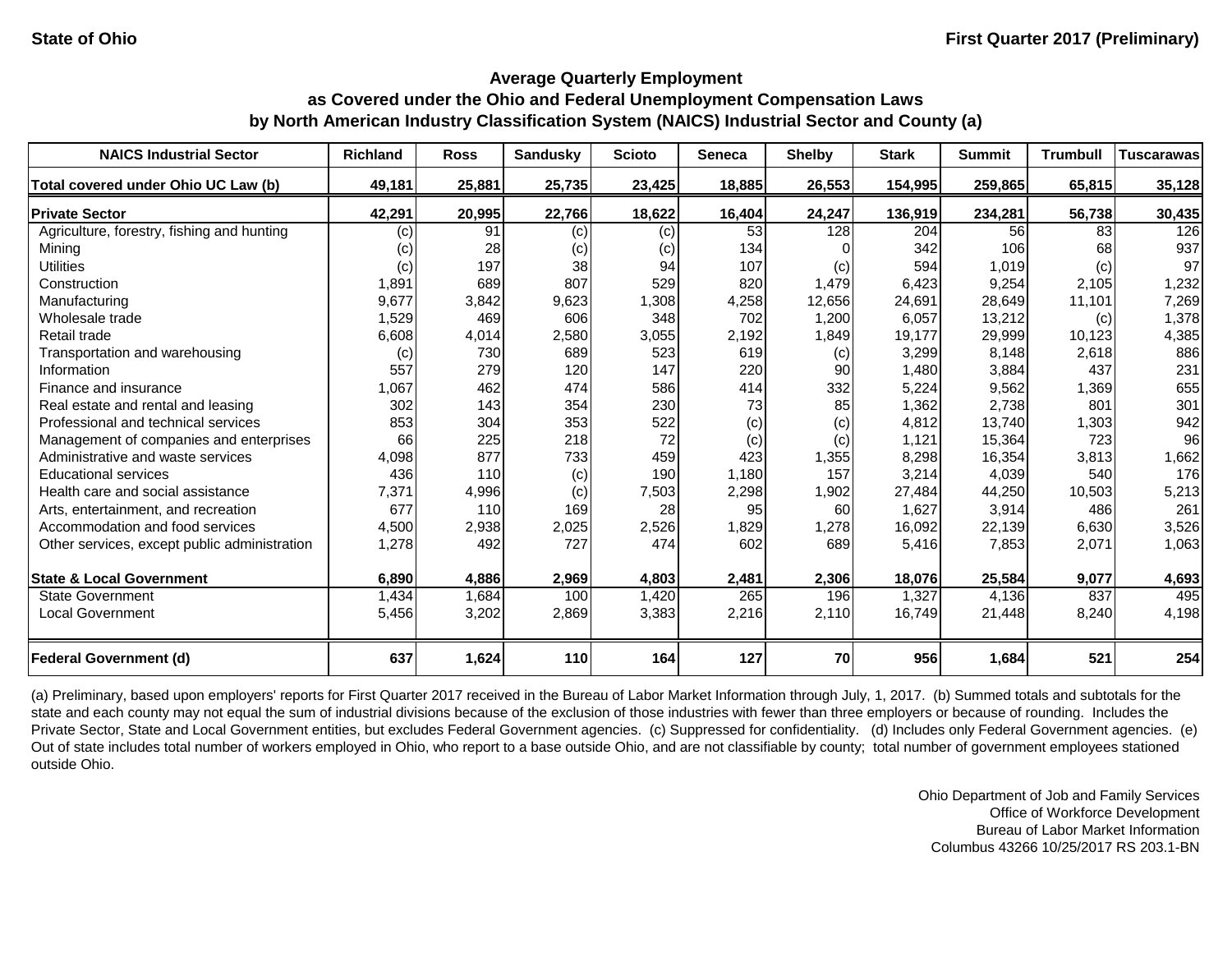State of Ohio

First Quarter 2017 (Preliminary)

## Average Quarterly Employment as Covered under the Ohio and Federal Unemployment Compensation Laws by North American Industry Classification System (NAICS) Industrial Sector and County (a)

| NAICS Industrial Sector | Richland | Ross | Sandusky | Scioto | Seneca | Shelby | Stark | Summit | Trumbull | Tuscarawas |
|---|---|---|---|---|---|---|---|---|---|---|
| **Total covered under Ohio UC Law (b)** | **49,181** | **25,881** | **25,735** | **23,425** | **18,885** | **26,553** | **154,995** | **259,865** | **65,815** | **35,128** |
| **Private Sector** | **42,291** | **20,995** | **22,766** | **18,622** | **16,404** | **24,247** | **136,919** | **234,281** | **56,738** | **30,435** |
| Agriculture, forestry, fishing and hunting | (c) | 91 | (c) | (c) | 53 | 128 | 204 | 56 | 83 | 126 |
| Mining | (c) | 28 | (c) | (c) | 134 | 0 | 342 | 106 | 68 | 937 |
| Utilities | (c) | 197 | 38 | 94 | 107 | (c) | 594 | 1,019 | (c) | 97 |
| Construction | 1,891 | 689 | 807 | 529 | 820 | 1,479 | 6,423 | 9,254 | 2,105 | 1,232 |
| Manufacturing | 9,677 | 3,842 | 9,623 | 1,308 | 4,258 | 12,656 | 24,691 | 28,649 | 11,101 | 7,269 |
| Wholesale trade | 1,529 | 469 | 606 | 348 | 702 | 1,200 | 6,057 | 13,212 | (c) | 1,378 |
| Retail trade | 6,608 | 4,014 | 2,580 | 3,055 | 2,192 | 1,849 | 19,177 | 29,999 | 10,123 | 4,385 |
| Transportation and warehousing | (c) | 730 | 689 | 523 | 619 | (c) | 3,299 | 8,148 | 2,618 | 886 |
| Information | 557 | 279 | 120 | 147 | 220 | 90 | 1,480 | 3,884 | 437 | 231 |
| Finance and insurance | 1,067 | 462 | 474 | 586 | 414 | 332 | 5,224 | 9,562 | 1,369 | 655 |
| Real estate and rental and leasing | 302 | 143 | 354 | 230 | 73 | 85 | 1,362 | 2,738 | 801 | 301 |
| Professional and technical services | 853 | 304 | 353 | 522 | (c) | (c) | 4,812 | 13,740 | 1,303 | 942 |
| Management of companies and enterprises | 66 | 225 | 218 | 72 | (c) | (c) | 1,121 | 15,364 | 723 | 96 |
| Administrative and waste services | 4,098 | 877 | 733 | 459 | 423 | 1,355 | 8,298 | 16,354 | 3,813 | 1,662 |
| Educational services | 436 | 110 | (c) | 190 | 1,180 | 157 | 3,214 | 4,039 | 540 | 176 |
| Health care and social assistance | 7,371 | 4,996 | (c) | 7,503 | 2,298 | 1,902 | 27,484 | 44,250 | 10,503 | 5,213 |
| Arts, entertainment, and recreation | 677 | 110 | 169 | 28 | 95 | 60 | 1,627 | 3,914 | 486 | 261 |
| Accommodation and food services | 4,500 | 2,938 | 2,025 | 2,526 | 1,829 | 1,278 | 16,092 | 22,139 | 6,630 | 3,526 |
| Other services, except public administration | 1,278 | 492 | 727 | 474 | 602 | 689 | 5,416 | 7,853 | 2,071 | 1,063 |
| **State & Local Government** | **6,890** | **4,886** | **2,969** | **4,803** | **2,481** | **2,306** | **18,076** | **25,584** | **9,077** | **4,693** |
| State Government | 1,434 | 1,684 | 100 | 1,420 | 265 | 196 | 1,327 | 4,136 | 837 | 495 |
| Local Government | 5,456 | 3,202 | 2,869 | 3,383 | 2,216 | 2,110 | 16,749 | 21,448 | 8,240 | 4,198 |
| **Federal Government (d)** | **637** | **1,624** | **110** | **164** | **127** | **70** | **956** | **1,684** | **521** | **254** |

(a) Preliminary, based upon employers' reports for First Quarter 2017 received in the Bureau of Labor Market Information through July, 1, 2017. (b) Summed totals and subtotals for the state and each county may not equal the sum of industrial divisions because of the exclusion of those industries with fewer than three employers or because of rounding. Includes the Private Sector, State and Local Government entities, but excludes Federal Government agencies. (c) Suppressed for confidentiality. (d) Includes only Federal Government agencies. (e) Out of state includes total number of workers employed in Ohio, who report to a base outside Ohio, and are not classifiable by county; total number of government employees stationed outside Ohio.

Ohio Department of Job and Family Services
Office of Workforce Development
Bureau of Labor Market Information
Columbus 43266 10/25/2017 RS 203.1-BN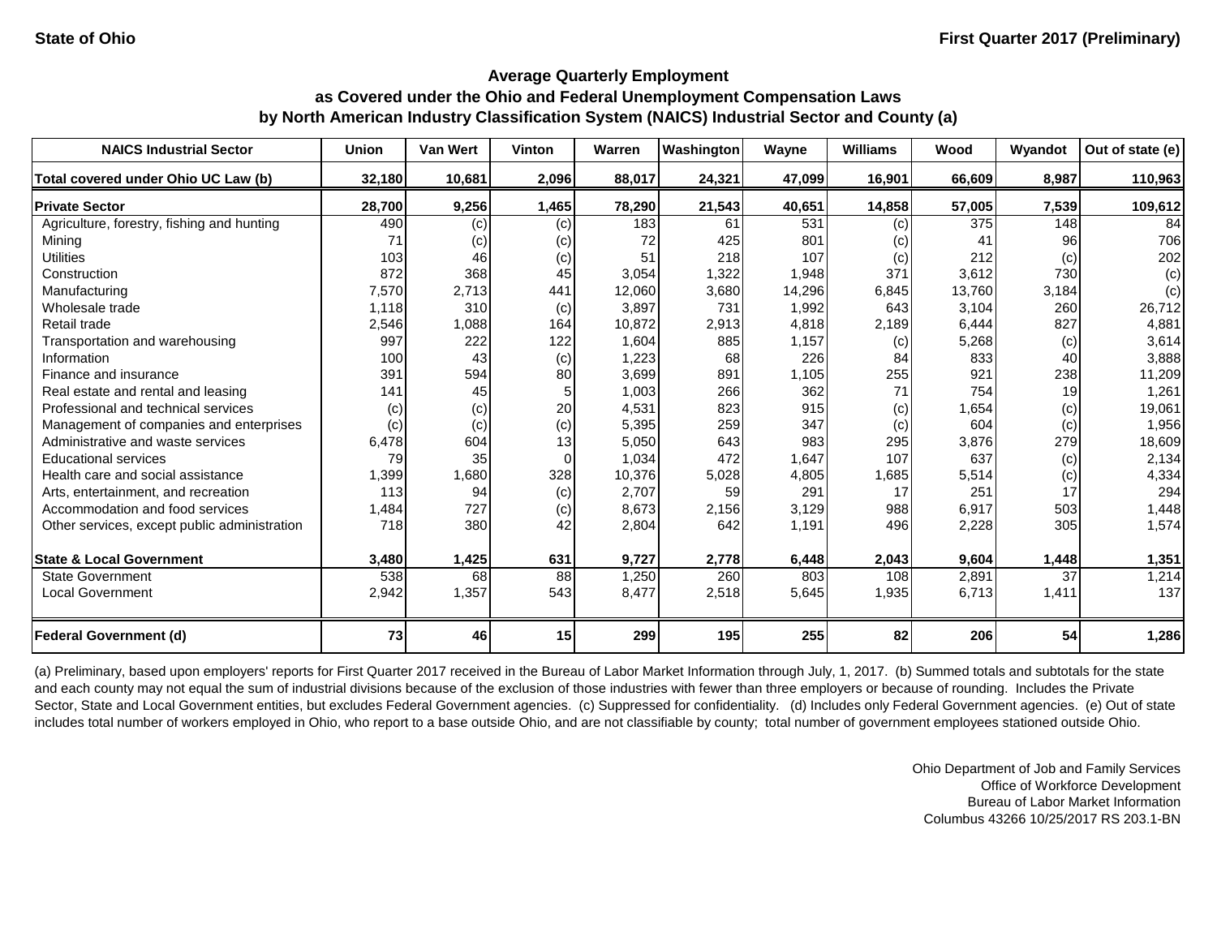State of Ohio

First Quarter 2017 (Preliminary)

## Average Quarterly Employment as Covered under the Ohio and Federal Unemployment Compensation Laws by North American Industry Classification System (NAICS) Industrial Sector and County (a)

| NAICS Industrial Sector | Union | Van Wert | Vinton | Warren | Washington | Wayne | Williams | Wood | Wyandot | Out of state (e) |
|---|---|---|---|---|---|---|---|---|---|---|
| **Total covered under Ohio UC Law (b)** | **32,180** | **10,681** | **2,096** | **88,017** | **24,321** | **47,099** | **16,901** | **66,609** | **8,987** | **110,963** |
| **Private Sector** | **28,700** | **9,256** | **1,465** | **78,290** | **21,543** | **40,651** | **14,858** | **57,005** | **7,539** | **109,612** |
| Agriculture, forestry, fishing and hunting | 490 | (c) | (c) | 183 | 61 | 531 | (c) | 375 | 148 | 84 |
| Mining | 71 | (c) | (c) | 72 | 425 | 801 | (c) | 41 | 96 | 706 |
| Utilities | 103 | 46 | (c) | 51 | 218 | 107 | (c) | 212 | (c) | 202 |
| Construction | 872 | 368 | 45 | 3,054 | 1,322 | 1,948 | 371 | 3,612 | 730 | (c) |
| Manufacturing | 7,570 | 2,713 | 441 | 12,060 | 3,680 | 14,296 | 6,845 | 13,760 | 3,184 | (c) |
| Wholesale trade | 1,118 | 310 | (c) | 3,897 | 731 | 1,992 | 643 | 3,104 | 260 | 26,712 |
| Retail trade | 2,546 | 1,088 | 164 | 10,872 | 2,913 | 4,818 | 2,189 | 6,444 | 827 | 4,881 |
| Transportation and warehousing | 997 | 222 | 122 | 1,604 | 885 | 1,157 | (c) | 5,268 | (c) | 3,614 |
| Information | 100 | 43 | (c) | 1,223 | 68 | 226 | 84 | 833 | 40 | 3,888 |
| Finance and insurance | 391 | 594 | 80 | 3,699 | 891 | 1,105 | 255 | 921 | 238 | 11,209 |
| Real estate and rental and leasing | 141 | 45 | 5 | 1,003 | 266 | 362 | 71 | 754 | 19 | 1,261 |
| Professional and technical services | (c) | (c) | 20 | 4,531 | 823 | 915 | (c) | 1,654 | (c) | 19,061 |
| Management of companies and enterprises | (c) | (c) | (c) | 5,395 | 259 | 347 | (c) | 604 | (c) | 1,956 |
| Administrative and waste services | 6,478 | 604 | 13 | 5,050 | 643 | 983 | 295 | 3,876 | 279 | 18,609 |
| Educational services | 79 | 35 | 0 | 1,034 | 472 | 1,647 | 107 | 637 | (c) | 2,134 |
| Health care and social assistance | 1,399 | 1,680 | 328 | 10,376 | 5,028 | 4,805 | 1,685 | 5,514 | (c) | 4,334 |
| Arts, entertainment, and recreation | 113 | 94 | (c) | 2,707 | 59 | 291 | 17 | 251 | 17 | 294 |
| Accommodation and food services | 1,484 | 727 | (c) | 8,673 | 2,156 | 3,129 | 988 | 6,917 | 503 | 1,448 |
| Other services, except public administration | 718 | 380 | 42 | 2,804 | 642 | 1,191 | 496 | 2,228 | 305 | 1,574 |
| **State & Local Government** | **3,480** | **1,425** | **631** | **9,727** | **2,778** | **6,448** | **2,043** | **9,604** | **1,448** | **1,351** |
| State Government | 538 | 68 | 88 | 1,250 | 260 | 803 | 108 | 2,891 | 37 | 1,214 |
| Local Government | 2,942 | 1,357 | 543 | 8,477 | 2,518 | 5,645 | 1,935 | 6,713 | 1,411 | 137 |
| **Federal Government (d)** | **73** | **46** | **15** | **299** | **195** | **255** | **82** | **206** | **54** | **1,286** |

(a) Preliminary, based upon employers' reports for First Quarter 2017 received in the Bureau of Labor Market Information through July, 1, 2017. (b) Summed totals and subtotals for the state and each county may not equal the sum of industrial divisions because of the exclusion of those industries with fewer than three employers or because of rounding. Includes the Private Sector, State and Local Government entities, but excludes Federal Government agencies. (c) Suppressed for confidentiality. (d) Includes only Federal Government agencies. (e) Out of state includes total number of workers employed in Ohio, who report to a base outside Ohio, and are not classifiable by county; total number of government employees stationed outside Ohio.

Ohio Department of Job and Family Services
Office of Workforce Development
Bureau of Labor Market Information
Columbus 43266 10/25/2017 RS 203.1-BN